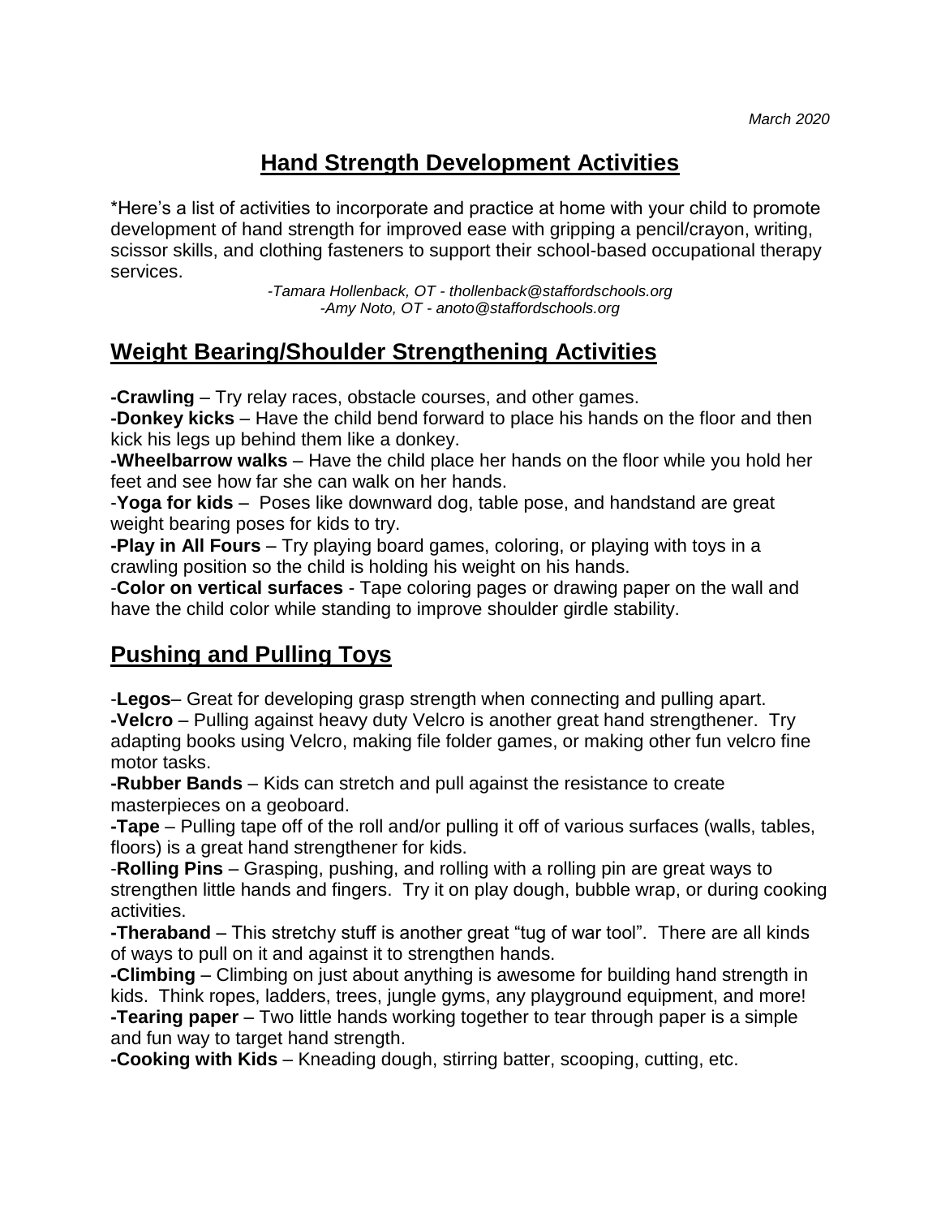*March 2020*

# Hand Strength Development Activities

*Here's a list of activities to incorporate and practice at home with your child to promote development of hand strength for improved ease with gripping a pencil/crayon, writing, scissor skills, and clothing fasteners to support their school-based occupational therapy services.

*-Tamara Hollenback, OT - thollenback@staffordschools.org*
*-Amy Noto, OT - anoto@staffordschools.org*

## Weight Bearing/Shoulder Strengthening Activities

**-Crawling** – Try relay races, obstacle courses, and other games.
**-Donkey kicks** – Have the child bend forward to place his hands on the floor and then kick his legs up behind them like a donkey.
**-Wheelbarrow walks** – Have the child place her hands on the floor while you hold her feet and see how far she can walk on her hands.
-**Yoga for kids** – Poses like downward dog, table pose, and handstand are great weight bearing poses for kids to try.
**-Play in All Fours** – Try playing board games, coloring, or playing with toys in a crawling position so the child is holding his weight on his hands.
-**Color on vertical surfaces** - Tape coloring pages or drawing paper on the wall and have the child color while standing to improve shoulder girdle stability.

## Pushing and Pulling Toys

-**Legos**– Great for developing grasp strength when connecting and pulling apart.
**-Velcro** – Pulling against heavy duty Velcro is another great hand strengthener. Try adapting books using Velcro, making file folder games, or making other fun velcro fine motor tasks.
**-Rubber Bands** – Kids can stretch and pull against the resistance to create masterpieces on a geoboard.
**-Tape** – Pulling tape off of the roll and/or pulling it off of various surfaces (walls, tables, floors) is a great hand strengthener for kids.
-**Rolling Pins** – Grasping, pushing, and rolling with a rolling pin are great ways to strengthen little hands and fingers. Try it on play dough, bubble wrap, or during cooking activities.
**-Theraband** – This stretchy stuff is another great "tug of war tool". There are all kinds of ways to pull on it and against it to strengthen hands.
**-Climbing** – Climbing on just about anything is awesome for building hand strength in kids. Think ropes, ladders, trees, jungle gyms, any playground equipment, and more!
**-Tearing paper** – Two little hands working together to tear through paper is a simple and fun way to target hand strength.
**-Cooking with Kids** – Kneading dough, stirring batter, scooping, cutting, etc.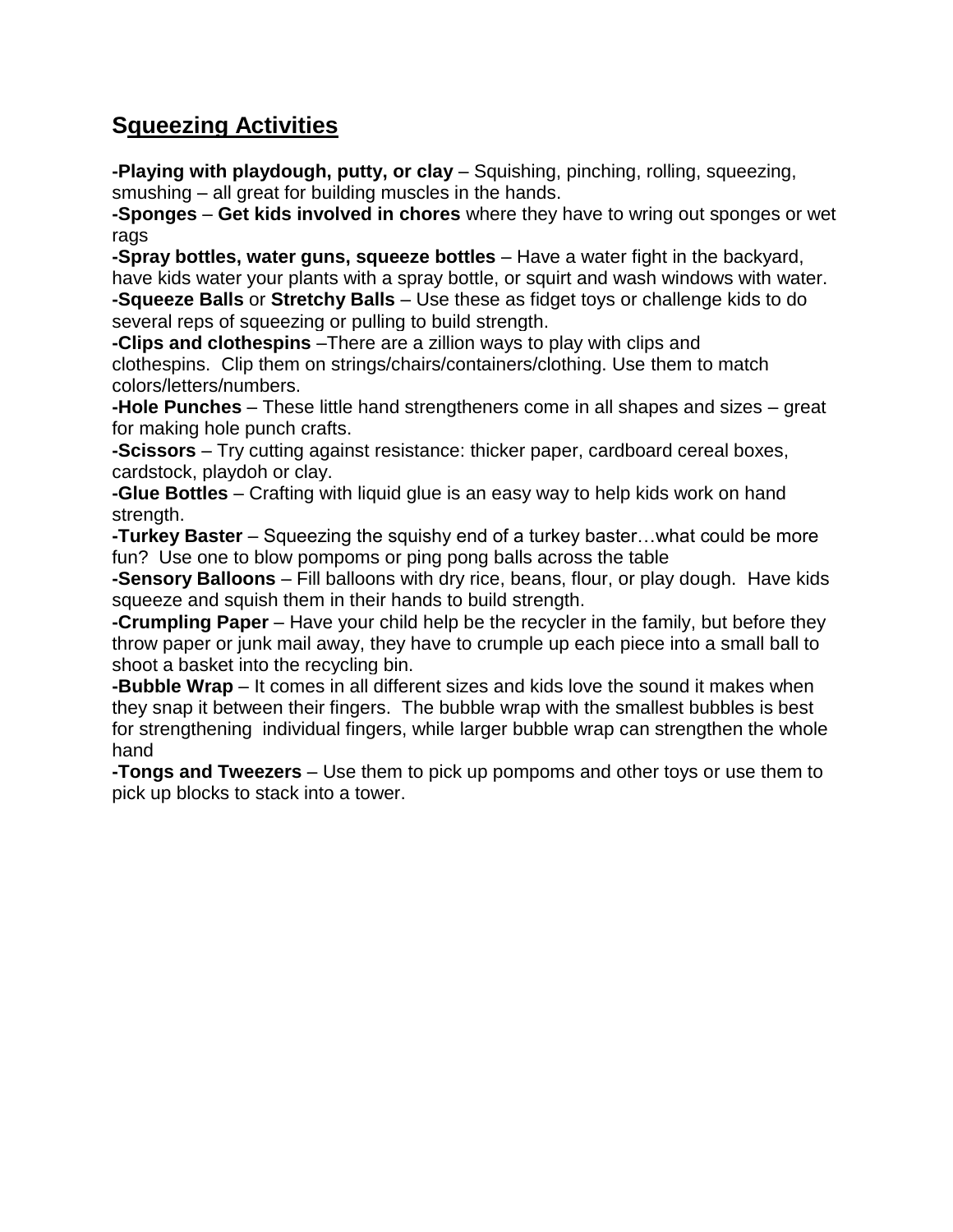## Squeezing Activities

**-Playing with playdough, putty, or clay** – Squishing, pinching, rolling, squeezing, smushing – all great for building muscles in the hands.
**-Sponges** – **Get kids involved in chores** where they have to wring out sponges or wet rags
**-Spray bottles, water guns, squeeze bottles** – Have a water fight in the backyard, have kids water your plants with a spray bottle, or squirt and wash windows with water.
**-Squeeze Balls** or **Stretchy Balls** – Use these as fidget toys or challenge kids to do several reps of squeezing or pulling to build strength.
**-Clips and clothespins** –There are a zillion ways to play with clips and clothespins. Clip them on strings/chairs/containers/clothing. Use them to match colors/letters/numbers.
**-Hole Punches** – These little hand strengtheners come in all shapes and sizes – great for making hole punch crafts.
**-Scissors** – Try cutting against resistance: thicker paper, cardboard cereal boxes, cardstock, playdoh or clay.
**-Glue Bottles** – Crafting with liquid glue is an easy way to help kids work on hand strength.
**-Turkey Baster** – Squeezing the squishy end of a turkey baster…what could be more fun? Use one to blow pompoms or ping pong balls across the table
**-Sensory Balloons** – Fill balloons with dry rice, beans, flour, or play dough. Have kids squeeze and squish them in their hands to build strength.
**-Crumpling Paper** – Have your child help be the recycler in the family, but before they throw paper or junk mail away, they have to crumple up each piece into a small ball to shoot a basket into the recycling bin.
**-Bubble Wrap** – It comes in all different sizes and kids love the sound it makes when they snap it between their fingers. The bubble wrap with the smallest bubbles is best for strengthening individual fingers, while larger bubble wrap can strengthen the whole hand
**-Tongs and Tweezers** – Use them to pick up pompoms and other toys or use them to pick up blocks to stack into a tower.